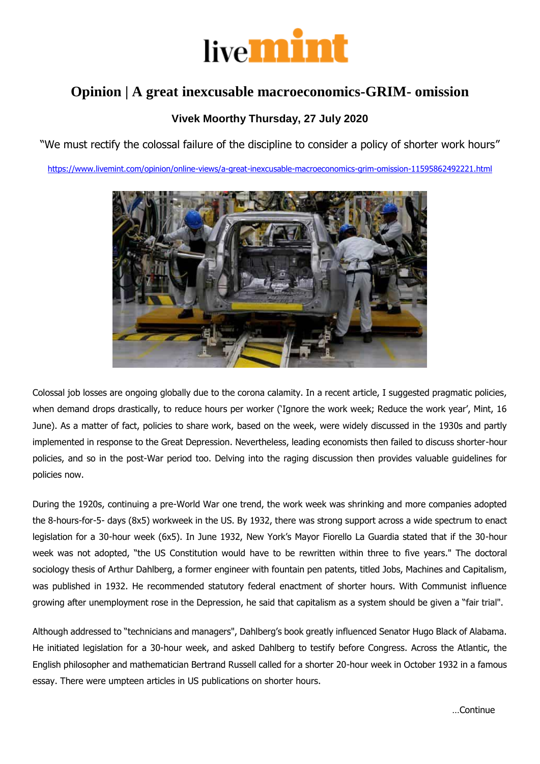# livemint

## Opinion | A great inexcusable macroeconomics-GRIM- omission

**Vivek Moorthy Thursday, 27 July 2020**

"We must rectify the colossal failure of the discipline to consider a policy of shorter work hours"

https://www.livemint.com/opinion/online-views/a-great-inexcusable-macroeconomics-grim-omission-11595862492221.html

Colossal job losses are ongoing globally due to the corona calamity. In a recent article, I suggested pragmatic policies, when demand drops drastically, to reduce hours per worker ('Ignore the work week; Reduce the work year', Mint, 16 June). As a matter of fact, policies to share work, based on the week, were widely discussed in the 1930s and partly implemented in response to the Great Depression. Nevertheless, leading economists then failed to discuss shorter-hour policies, and so in the post-War period too. Delving into the raging discussion then provides valuable guidelines for policies now.

During the 1920s, continuing a pre-World War one trend, the work week was shrinking and more companies adopted the 8-hours-for-5- days (8x5) workweek in the US. By 1932, there was strong support across a wide spectrum to enact legislation for a 30-hour week (6x5). In June 1932, New York's Mayor Fiorello La Guardia stated that if the 30-hour week was not adopted, "the US Constitution would have to be rewritten within three to five years." The doctoral sociology thesis of Arthur Dahlberg, a former engineer with fountain pen patents, titled Jobs, Machines and Capitalism, was published in 1932. He recommended statutory federal enactment of shorter hours. With Communist influence growing after unemployment rose in the Depression, he said that capitalism as a system should be given a "fair trial".

Although addressed to "technicians and managers", Dahlberg's book greatly influenced Senator Hugo Black of Alabama. He initiated legislation for a 30-hour week, and asked Dahlberg to testify before Congress. Across the Atlantic, the English philosopher and mathematician Bertrand Russell called for a shorter 20-hour week in October 1932 in a famous essay. There were umpteen articles in US publications on shorter hours.

…Continue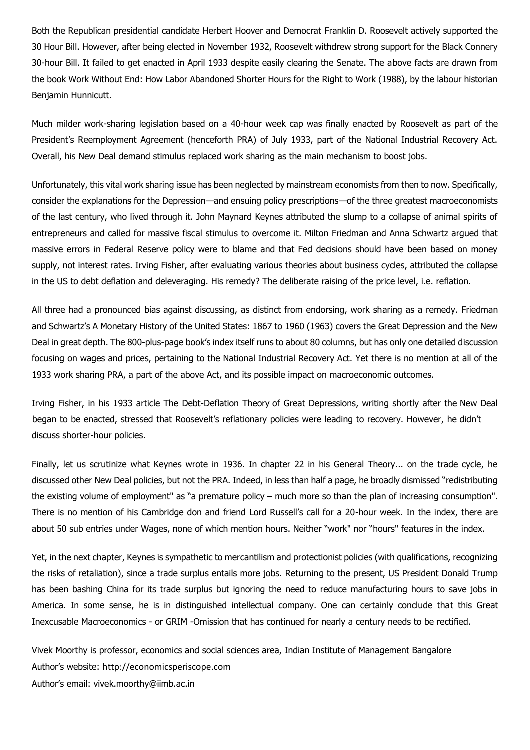Both the Republican presidential candidate Herbert Hoover and Democrat Franklin D. Roosevelt actively supported the 30 Hour Bill. However, after being elected in November 1932, Roosevelt withdrew strong support for the Black Connery 30-hour Bill. It failed to get enacted in April 1933 despite easily clearing the Senate. The above facts are drawn from the book Work Without End: How Labor Abandoned Shorter Hours for the Right to Work (1988), by the labour historian Benjamin Hunnicutt.

Much milder work-sharing legislation based on a 40-hour week cap was finally enacted by Roosevelt as part of the President's Reemployment Agreement (henceforth PRA) of July 1933, part of the National Industrial Recovery Act. Overall, his New Deal demand stimulus replaced work sharing as the main mechanism to boost jobs.

Unfortunately, this vital work sharing issue has been neglected by mainstream economists from then to now. Specifically, consider the explanations for the Depression—and ensuing policy prescriptions—of the three greatest macroeconomists of the last century, who lived through it. John Maynard Keynes attributed the slump to a collapse of animal spirits of entrepreneurs and called for massive fiscal stimulus to overcome it. Milton Friedman and Anna Schwartz argued that massive errors in Federal Reserve policy were to blame and that Fed decisions should have been based on money supply, not interest rates. Irving Fisher, after evaluating various theories about business cycles, attributed the collapse in the US to debt deflation and deleveraging. His remedy? The deliberate raising of the price level, i.e. reflation.

All three had a pronounced bias against discussing, as distinct from endorsing, work sharing as a remedy. Friedman and Schwartz's A Monetary History of the United States: 1867 to 1960 (1963) covers the Great Depression and the New Deal in great depth. The 800-plus-page book's index itself runs to about 80 columns, but has only one detailed discussion focusing on wages and prices, pertaining to the National Industrial Recovery Act. Yet there is no mention at all of the 1933 work sharing PRA, a part of the above Act, and its possible impact on macroeconomic outcomes.

Irving Fisher, in his 1933 article The Debt-Deflation Theory of Great Depressions, writing shortly after the New Deal began to be enacted, stressed that Roosevelt's reflationary policies were leading to recovery. However, he didn't discuss shorter-hour policies.

Finally, let us scrutinize what Keynes wrote in 1936. In chapter 22 in his General Theory... on the trade cycle, he discussed other New Deal policies, but not the PRA. Indeed, in less than half a page, he broadly dismissed "redistributing the existing volume of employment" as "a premature policy – much more so than the plan of increasing consumption". There is no mention of his Cambridge don and friend Lord Russell's call for a 20-hour week. In the index, there are about 50 sub entries under Wages, none of which mention hours. Neither "work" nor "hours" features in the index.

Yet, in the next chapter, Keynes is sympathetic to mercantilism and protectionist policies (with qualifications, recognizing the risks of retaliation), since a trade surplus entails more jobs. Returning to the present, US President Donald Trump has been bashing China for its trade surplus but ignoring the need to reduce manufacturing hours to save jobs in America. In some sense, he is in distinguished intellectual company. One can certainly conclude that this Great Inexcusable Macroeconomics - or GRIM -Omission that has continued for nearly a century needs to be rectified.

Vivek Moorthy is professor, economics and social sciences area, Indian Institute of Management Bangalore
Author's website: http://economicsperiscope.com
Author's email: vivek.moorthy@iimb.ac.in